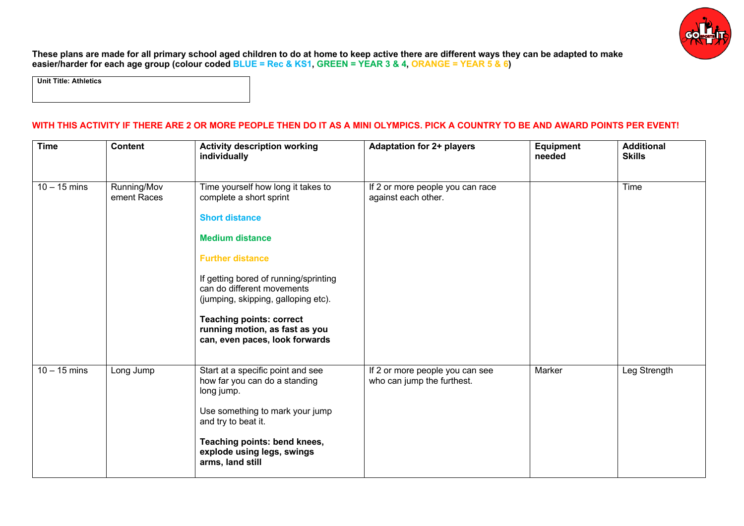**These plans are made for all primary school aged children to do at home to keep active there are different ways they can be adapted to make easier/harder for each age group (colour coded BLUE = Rec & KS1, GREEN = YEAR 3 & 4, ORANGE = YEAR 5 & 6)**

| **Unit Title: Athletics** |
|---|

**WITH THIS ACTIVITY IF THERE ARE 2 OR MORE PEOPLE THEN DO IT AS A MINI OLYMPICS. PICK A COUNTRY TO BE AND AWARD POINTS PER EVENT!**

| Time | Content | Activity description working individually | Adaptation for 2+ players | Equipment needed | Additional Skills |
|---|---|---|---|---|---|
| 10 – 15 mins | Running/Movement Races | Time yourself how long it takes to complete a short sprint<br><br>**Short distance**<br><br>**Medium distance**<br><br>**Further distance**<br><br>If getting bored of running/sprinting can do different movements (jumping, skipping, galloping etc).<br><br>**Teaching points: correct running motion, as fast as you can, even paces, look forwards** | If 2 or more people you can race against each other. | | Time |
| 10 – 15 mins | Long Jump | Start at a specific point and see how far you can do a standing long jump.<br><br>Use something to mark your jump and try to beat it.<br><br>**Teaching points: bend knees, explode using legs, swings arms, land still** | If 2 or more people you can see who can jump the furthest. | Marker | Leg Strength |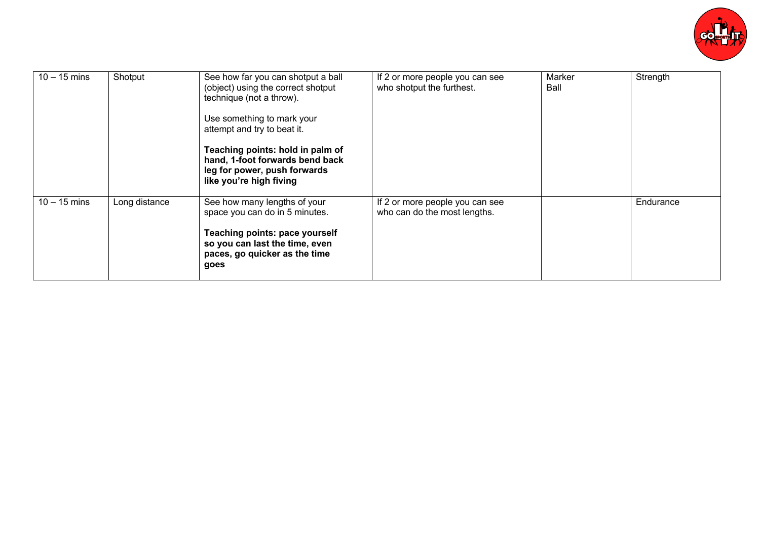| | | | | | |
|---|---|---|---|---|---|
| 10 – 15 mins | Shotput | See how far you can shotput a ball (object) using the correct shotput technique (not a throw).<br><br>Use something to mark your attempt and try to beat it.<br><br>**Teaching points: hold in palm of hand, 1-foot forwards bend back leg for power, push forwards like you're high fiving** | If 2 or more people you can see who shotput the furthest. | Marker<br>Ball | Strength |
| 10 – 15 mins | Long distance | See how many lengths of your space you can do in 5 minutes.<br><br>**Teaching points: pace yourself so you can last the time, even paces, go quicker as the time goes** | If 2 or more people you can see who can do the most lengths. | | Endurance |